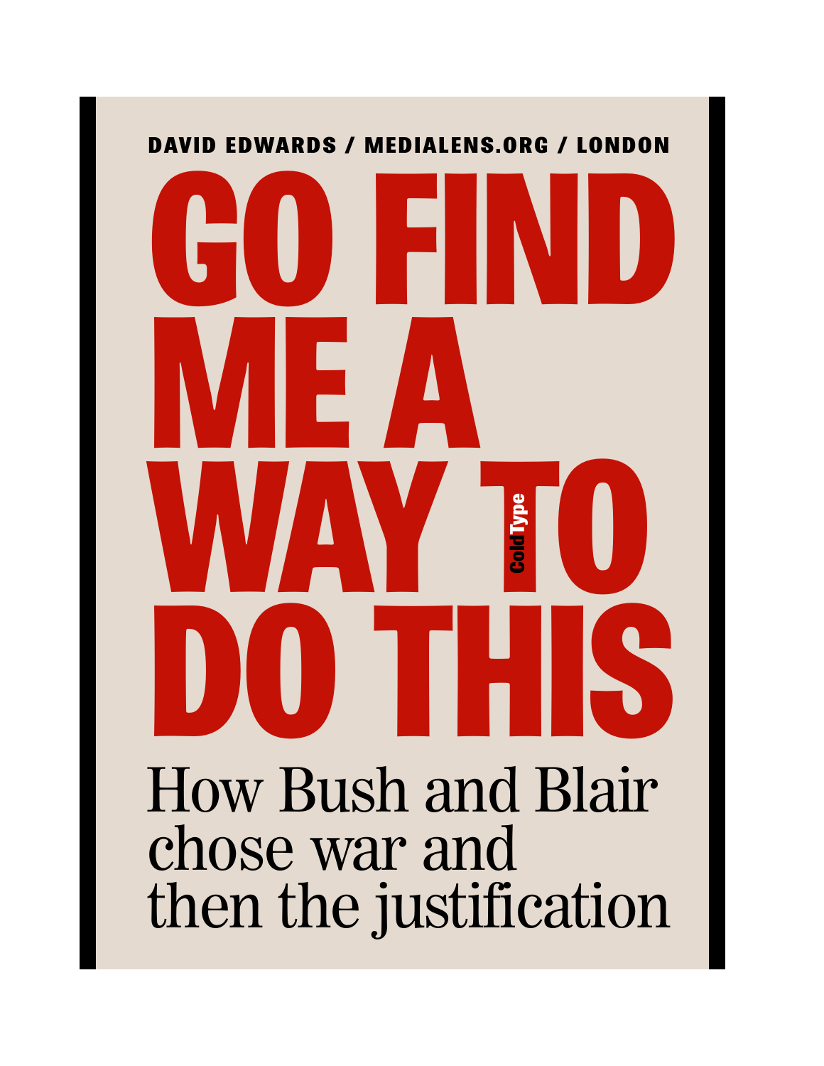DAVID EDWARDS / MEDIALENS.ORG / LONDON

# GO FIND ME A WAY TO DO THIS

ColdType

## How Bush and Blair chose war and then the justification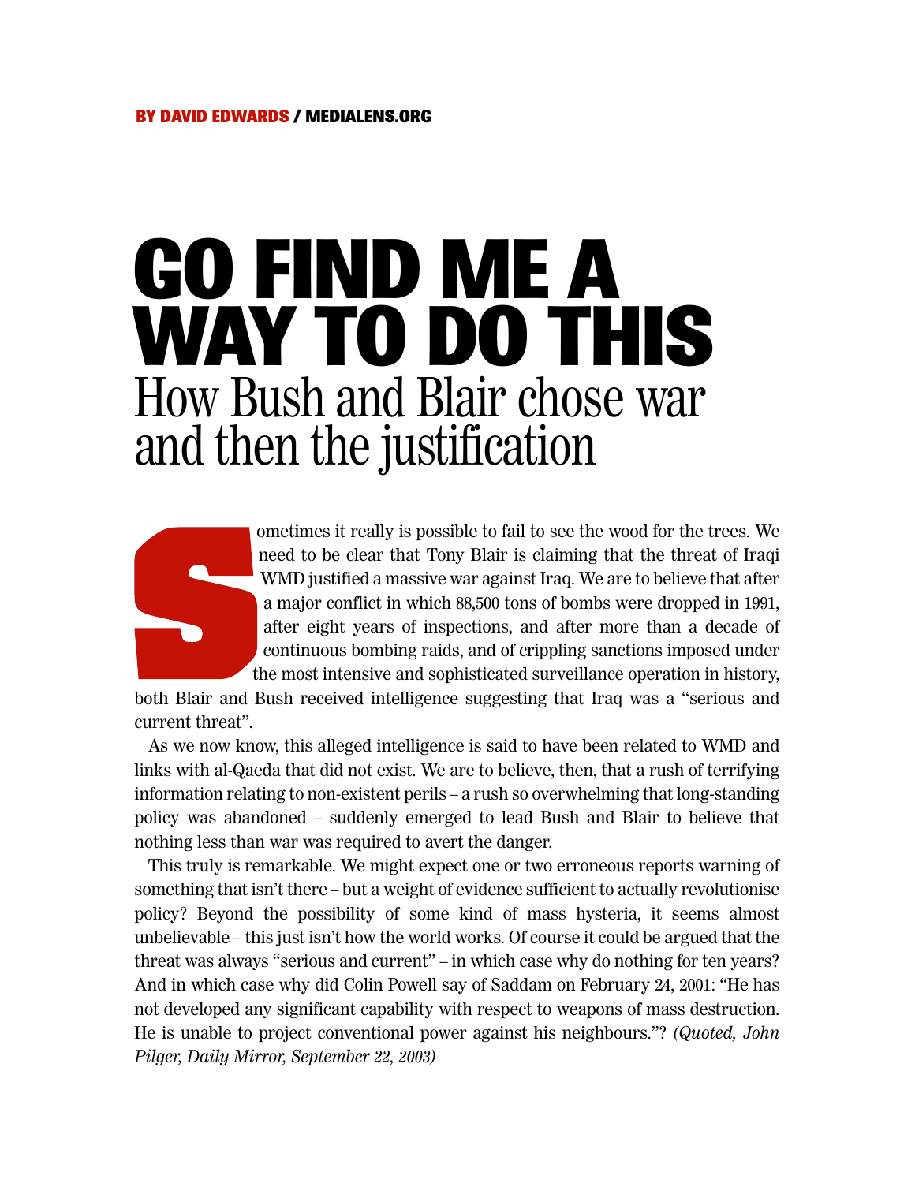**BY DAVID EDWARDS / MEDIALENS.ORG**

# GO FIND ME A WAY TO DO THIS

## How Bush and Blair chose war and then the justification

Sometimes it really is possible to fail to see the wood for the trees. We need to be clear that Tony Blair is claiming that the threat of Iraqi WMD justified a massive war against Iraq. We are to believe that after a major conflict in which 88,500 tons of bombs were dropped in 1991, after eight years of inspections, and after more than a decade of continuous bombing raids, and of crippling sanctions imposed under the most intensive and sophisticated surveillance operation in history, both Blair and Bush received intelligence suggesting that Iraq was a "serious and current threat".

As we now know, this alleged intelligence is said to have been related to WMD and links with al-Qaeda that did not exist. We are to believe, then, that a rush of terrifying information relating to non-existent perils – a rush so overwhelming that long-standing policy was abandoned – suddenly emerged to lead Bush and Blair to believe that nothing less than war was required to avert the danger.

This truly is remarkable. We might expect one or two erroneous reports warning of something that isn't there – but a weight of evidence sufficient to actually revolutionise policy? Beyond the possibility of some kind of mass hysteria, it seems almost unbelievable – this just isn't how the world works. Of course it could be argued that the threat was always "serious and current" – in which case why do nothing for ten years? And in which case why did Colin Powell say of Saddam on February 24, 2001: "He has not developed any significant capability with respect to weapons of mass destruction. He is unable to project conventional power against his neighbours."? *(Quoted, John Pilger, Daily Mirror, September 22, 2003)*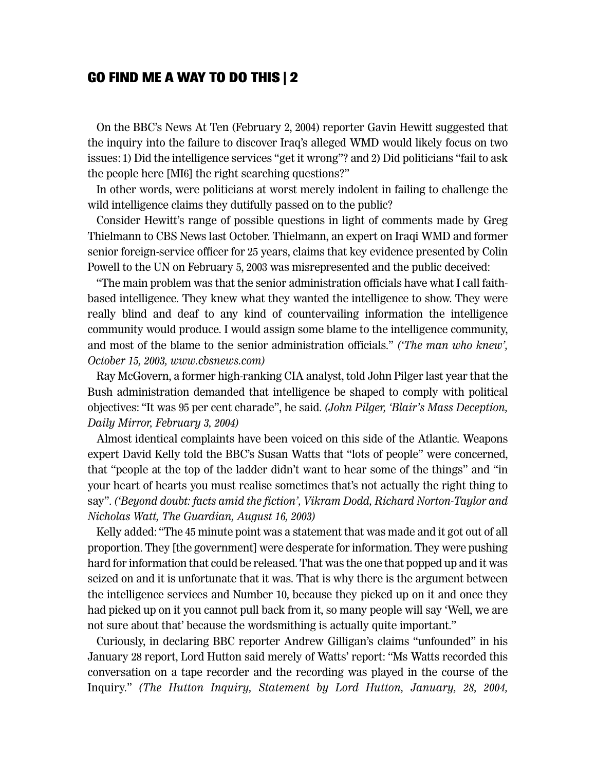## GO FIND ME A WAY TO DO THIS | 2

On the BBC's News At Ten (February 2, 2004) reporter Gavin Hewitt suggested that the inquiry into the failure to discover Iraq's alleged WMD would likely focus on two issues: 1) Did the intelligence services "get it wrong"? and 2) Did politicians "fail to ask the people here [MI6] the right searching questions?"

In other words, were politicians at worst merely indolent in failing to challenge the wild intelligence claims they dutifully passed on to the public?

Consider Hewitt's range of possible questions in light of comments made by Greg Thielmann to CBS News last October. Thielmann, an expert on Iraqi WMD and former senior foreign-service officer for 25 years, claims that key evidence presented by Colin Powell to the UN on February 5, 2003 was misrepresented and the public deceived:

"The main problem was that the senior administration officials have what I call faith-based intelligence. They knew what they wanted the intelligence to show. They were really blind and deaf to any kind of countervailing information the intelligence community would produce. I would assign some blame to the intelligence community, and most of the blame to the senior administration officials." *('The man who knew', October 15, 2003, www.cbsnews.com)*

Ray McGovern, a former high-ranking CIA analyst, told John Pilger last year that the Bush administration demanded that intelligence be shaped to comply with political objectives: "It was 95 per cent charade", he said. *(John Pilger, 'Blair's Mass Deception, Daily Mirror, February 3, 2004)*

Almost identical complaints have been voiced on this side of the Atlantic. Weapons expert David Kelly told the BBC's Susan Watts that "lots of people" were concerned, that "people at the top of the ladder didn't want to hear some of the things" and "in your heart of hearts you must realise sometimes that's not actually the right thing to say". *('Beyond doubt: facts amid the fiction', Vikram Dodd, Richard Norton-Taylor and Nicholas Watt, The Guardian, August 16, 2003)*

Kelly added: "The 45 minute point was a statement that was made and it got out of all proportion. They [the government] were desperate for information. They were pushing hard for information that could be released. That was the one that popped up and it was seized on and it is unfortunate that it was. That is why there is the argument between the intelligence services and Number 10, because they picked up on it and once they had picked up on it you cannot pull back from it, so many people will say 'Well, we are not sure about that' because the wordsmithing is actually quite important."

Curiously, in declaring BBC reporter Andrew Gilligan's claims "unfounded" in his January 28 report, Lord Hutton said merely of Watts' report: "Ms Watts recorded this conversation on a tape recorder and the recording was played in the course of the Inquiry." *(The Hutton Inquiry, Statement by Lord Hutton, January, 28, 2004,*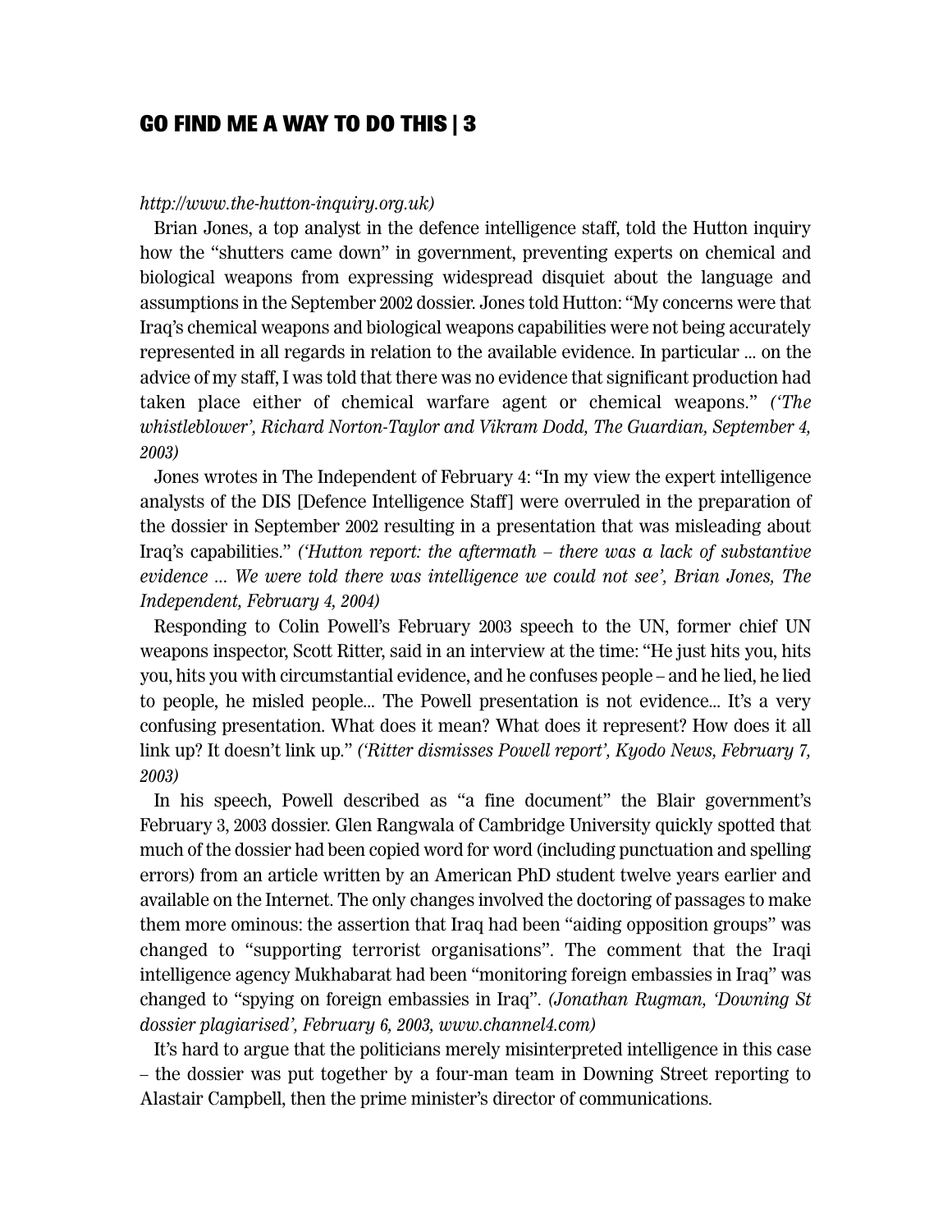*http://www.the-hutton-inquiry.org.uk)*

Brian Jones, a top analyst in the defence intelligence staff, told the Hutton inquiry how the "shutters came down" in government, preventing experts on chemical and biological weapons from expressing widespread disquiet about the language and assumptions in the September 2002 dossier. Jones told Hutton: "My concerns were that Iraq's chemical weapons and biological weapons capabilities were not being accurately represented in all regards in relation to the available evidence. In particular ... on the advice of my staff, I was told that there was no evidence that significant production had taken place either of chemical warfare agent or chemical weapons." *('The whistleblower', Richard Norton-Taylor and Vikram Dodd, The Guardian, September 4, 2003)*

Jones wrotes in The Independent of February 4: "In my view the expert intelligence analysts of the DIS [Defence Intelligence Staff] were overruled in the preparation of the dossier in September 2002 resulting in a presentation that was misleading about Iraq's capabilities." *('Hutton report: the aftermath – there was a lack of substantive evidence ... We were told there was intelligence we could not see', Brian Jones, The Independent, February 4, 2004)*

Responding to Colin Powell's February 2003 speech to the UN, former chief UN weapons inspector, Scott Ritter, said in an interview at the time: "He just hits you, hits you, hits you with circumstantial evidence, and he confuses people – and he lied, he lied to people, he misled people... The Powell presentation is not evidence... It's a very confusing presentation. What does it mean? What does it represent? How does it all link up? It doesn't link up." *('Ritter dismisses Powell report', Kyodo News, February 7, 2003)*

In his speech, Powell described as "a fine document" the Blair government's February 3, 2003 dossier. Glen Rangwala of Cambridge University quickly spotted that much of the dossier had been copied word for word (including punctuation and spelling errors) from an article written by an American PhD student twelve years earlier and available on the Internet. The only changes involved the doctoring of passages to make them more ominous: the assertion that Iraq had been "aiding opposition groups" was changed to "supporting terrorist organisations". The comment that the Iraqi intelligence agency Mukhabarat had been "monitoring foreign embassies in Iraq" was changed to "spying on foreign embassies in Iraq". *(Jonathan Rugman, 'Downing St dossier plagiarised', February 6, 2003, www.channel4.com)*

It's hard to argue that the politicians merely misinterpreted intelligence in this case – the dossier was put together by a four-man team in Downing Street reporting to Alastair Campbell, then the prime minister's director of communications.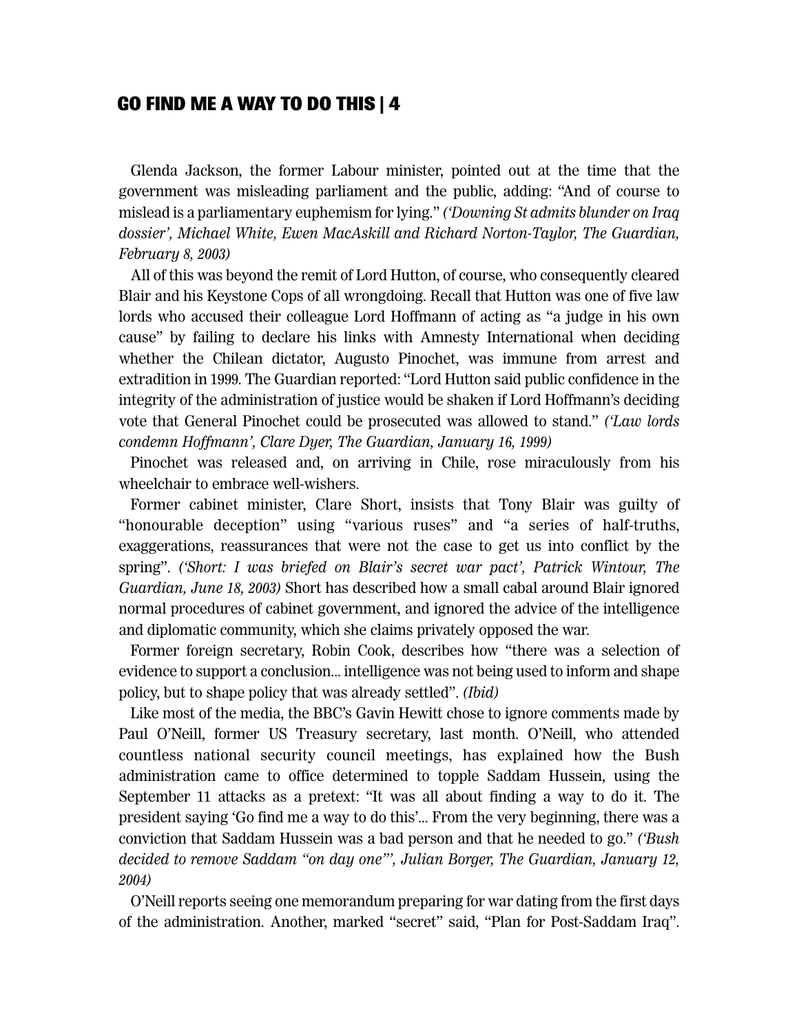Glenda Jackson, the former Labour minister, pointed out at the time that the government was misleading parliament and the public, adding: "And of course to mislead is a parliamentary euphemism for lying." *('Downing St admits blunder on Iraq dossier', Michael White, Ewen MacAskill and Richard Norton-Taylor, The Guardian, February 8, 2003)*

All of this was beyond the remit of Lord Hutton, of course, who consequently cleared Blair and his Keystone Cops of all wrongdoing. Recall that Hutton was one of five law lords who accused their colleague Lord Hoffmann of acting as "a judge in his own cause" by failing to declare his links with Amnesty International when deciding whether the Chilean dictator, Augusto Pinochet, was immune from arrest and extradition in 1999. The Guardian reported: "Lord Hutton said public confidence in the integrity of the administration of justice would be shaken if Lord Hoffmann's deciding vote that General Pinochet could be prosecuted was allowed to stand." *('Law lords condemn Hoffmann', Clare Dyer, The Guardian, January 16, 1999)*

Pinochet was released and, on arriving in Chile, rose miraculously from his wheelchair to embrace well-wishers.

Former cabinet minister, Clare Short, insists that Tony Blair was guilty of "honourable deception" using "various ruses" and "a series of half-truths, exaggerations, reassurances that were not the case to get us into conflict by the spring". *('Short: I was briefed on Blair's secret war pact', Patrick Wintour, The Guardian, June 18, 2003)* Short has described how a small cabal around Blair ignored normal procedures of cabinet government, and ignored the advice of the intelligence and diplomatic community, which she claims privately opposed the war.

Former foreign secretary, Robin Cook, describes how "there was a selection of evidence to support a conclusion... intelligence was not being used to inform and shape policy, but to shape policy that was already settled". *(Ibid)*

Like most of the media, the BBC's Gavin Hewitt chose to ignore comments made by Paul O'Neill, former US Treasury secretary, last month. O'Neill, who attended countless national security council meetings, has explained how the Bush administration came to office determined to topple Saddam Hussein, using the September 11 attacks as a pretext: "It was all about finding a way to do it. The president saying 'Go find me a way to do this'... From the very beginning, there was a conviction that Saddam Hussein was a bad person and that he needed to go." *('Bush decided to remove Saddam "on day one"', Julian Borger, The Guardian, January 12, 2004)*

O'Neill reports seeing one memorandum preparing for war dating from the first days of the administration. Another, marked "secret" said, "Plan for Post-Saddam Iraq".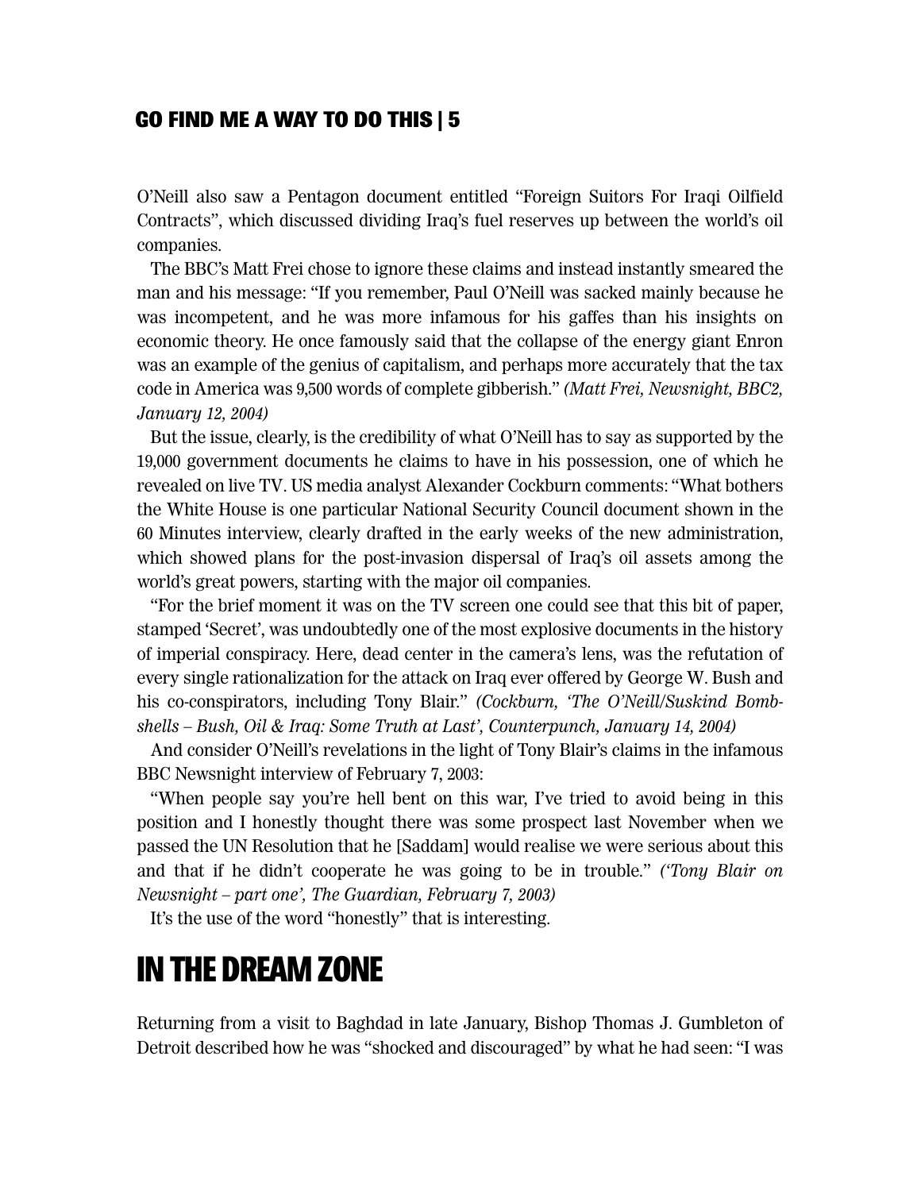O'Neill also saw a Pentagon document entitled "Foreign Suitors For Iraqi Oilfield Contracts", which discussed dividing Iraq's fuel reserves up between the world's oil companies.

The BBC's Matt Frei chose to ignore these claims and instead instantly smeared the man and his message: "If you remember, Paul O'Neill was sacked mainly because he was incompetent, and he was more infamous for his gaffes than his insights on economic theory. He once famously said that the collapse of the energy giant Enron was an example of the genius of capitalism, and perhaps more accurately that the tax code in America was 9,500 words of complete gibberish." *(Matt Frei, Newsnight, BBC2, January 12, 2004)*

But the issue, clearly, is the credibility of what O'Neill has to say as supported by the 19,000 government documents he claims to have in his possession, one of which he revealed on live TV. US media analyst Alexander Cockburn comments: "What bothers the White House is one particular National Security Council document shown in the 60 Minutes interview, clearly drafted in the early weeks of the new administration, which showed plans for the post-invasion dispersal of Iraq's oil assets among the world's great powers, starting with the major oil companies.

"For the brief moment it was on the TV screen one could see that this bit of paper, stamped 'Secret', was undoubtedly one of the most explosive documents in the history of imperial conspiracy. Here, dead center in the camera's lens, was the refutation of every single rationalization for the attack on Iraq ever offered by George W. Bush and his co-conspirators, including Tony Blair." *(Cockburn, 'The O'Neill/Suskind Bombshells – Bush, Oil & Iraq: Some Truth at Last', Counterpunch, January 14, 2004)*

And consider O'Neill's revelations in the light of Tony Blair's claims in the infamous BBC Newsnight interview of February 7, 2003:

"When people say you're hell bent on this war, I've tried to avoid being in this position and I honestly thought there was some prospect last November when we passed the UN Resolution that he [Saddam] would realise we were serious about this and that if he didn't cooperate he was going to be in trouble." *('Tony Blair on Newsnight – part one', The Guardian, February 7, 2003)*

It's the use of the word "honestly" that is interesting.

## IN THE DREAM ZONE

Returning from a visit to Baghdad in late January, Bishop Thomas J. Gumbleton of Detroit described how he was "shocked and discouraged" by what he had seen: "I was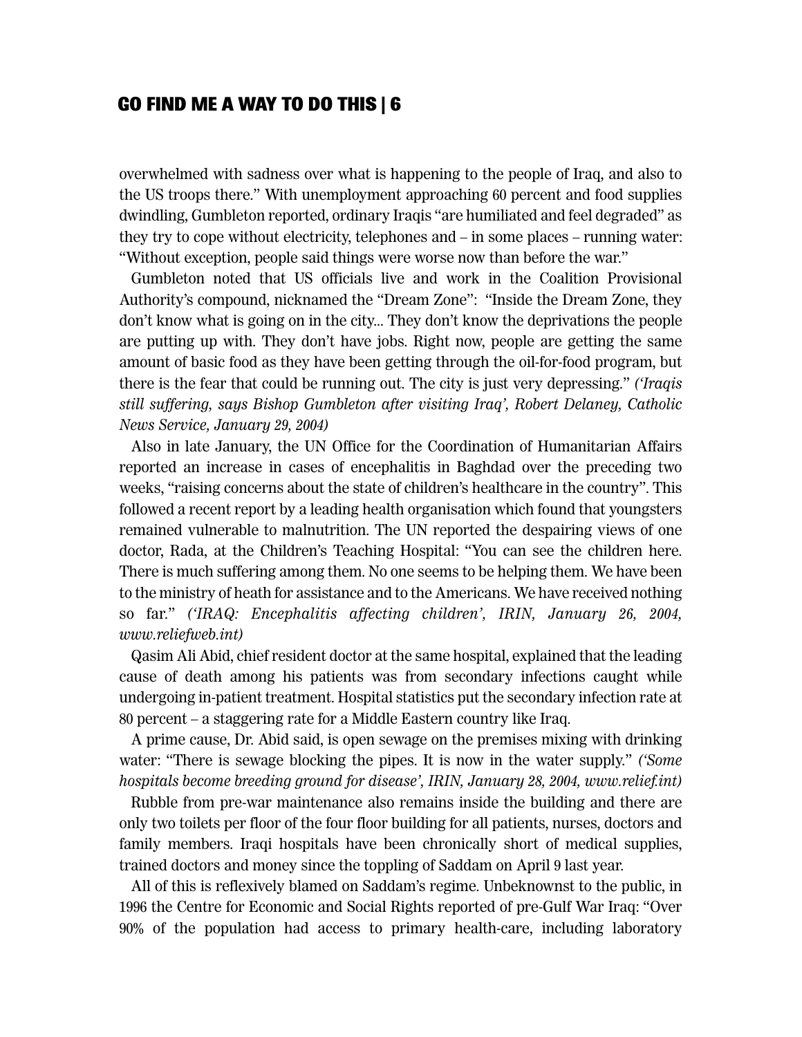overwhelmed with sadness over what is happening to the people of Iraq, and also to the US troops there." With unemployment approaching 60 percent and food supplies dwindling, Gumbleton reported, ordinary Iraqis "are humiliated and feel degraded" as they try to cope without electricity, telephones and – in some places – running water: "Without exception, people said things were worse now than before the war."

Gumbleton noted that US officials live and work in the Coalition Provisional Authority's compound, nicknamed the "Dream Zone": "Inside the Dream Zone, they don't know what is going on in the city... They don't know the deprivations the people are putting up with. They don't have jobs. Right now, people are getting the same amount of basic food as they have been getting through the oil-for-food program, but there is the fear that could be running out. The city is just very depressing." *('Iraqis still suffering, says Bishop Gumbleton after visiting Iraq', Robert Delaney, Catholic News Service, January 29, 2004)*

Also in late January, the UN Office for the Coordination of Humanitarian Affairs reported an increase in cases of encephalitis in Baghdad over the preceding two weeks, "raising concerns about the state of children's healthcare in the country". This followed a recent report by a leading health organisation which found that youngsters remained vulnerable to malnutrition. The UN reported the despairing views of one doctor, Rada, at the Children's Teaching Hospital: "You can see the children here. There is much suffering among them. No one seems to be helping them. We have been to the ministry of heath for assistance and to the Americans. We have received nothing so far." *('IRAQ: Encephalitis affecting children', IRIN, January 26, 2004, www.reliefweb.int)*

Qasim Ali Abid, chief resident doctor at the same hospital, explained that the leading cause of death among his patients was from secondary infections caught while undergoing in-patient treatment. Hospital statistics put the secondary infection rate at 80 percent – a staggering rate for a Middle Eastern country like Iraq.

A prime cause, Dr. Abid said, is open sewage on the premises mixing with drinking water: "There is sewage blocking the pipes. It is now in the water supply." *('Some hospitals become breeding ground for disease', IRIN, January 28, 2004, www.relief.int)*

Rubble from pre-war maintenance also remains inside the building and there are only two toilets per floor of the four floor building for all patients, nurses, doctors and family members. Iraqi hospitals have been chronically short of medical supplies, trained doctors and money since the toppling of Saddam on April 9 last year.

All of this is reflexively blamed on Saddam's regime. Unbeknownst to the public, in 1996 the Centre for Economic and Social Rights reported of pre-Gulf War Iraq: "Over 90% of the population had access to primary health-care, including laboratory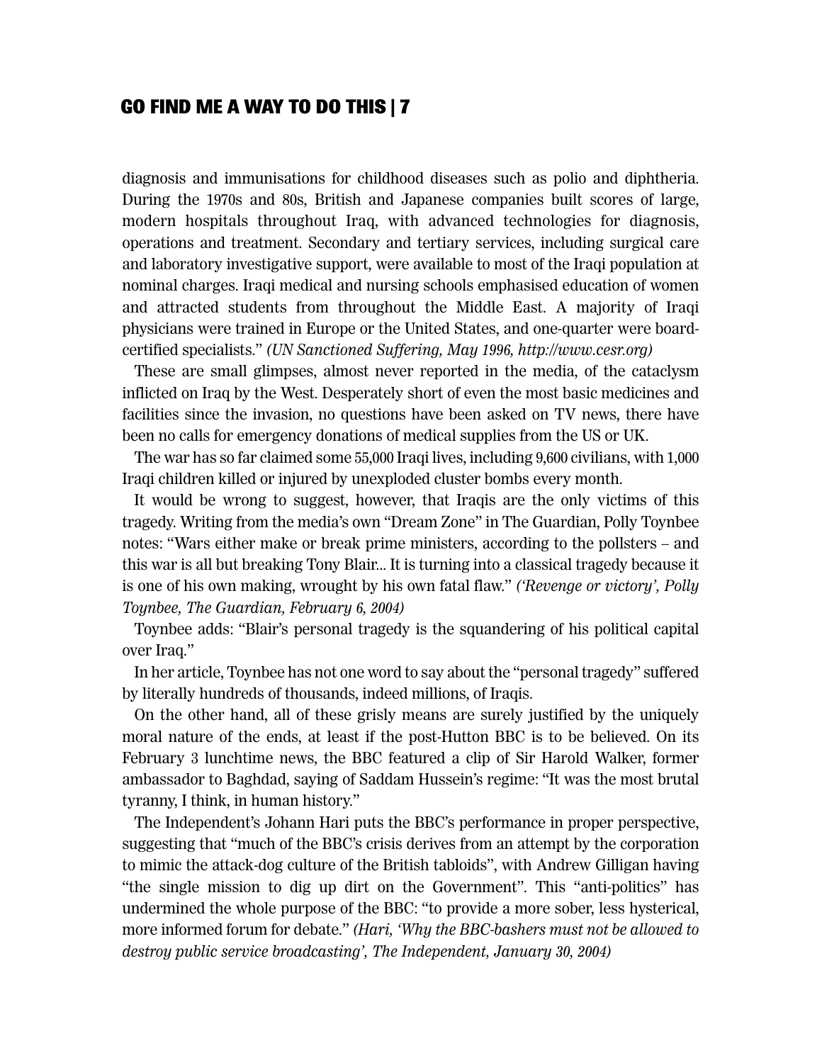diagnosis and immunisations for childhood diseases such as polio and diphtheria. During the 1970s and 80s, British and Japanese companies built scores of large, modern hospitals throughout Iraq, with advanced technologies for diagnosis, operations and treatment. Secondary and tertiary services, including surgical care and laboratory investigative support, were available to most of the Iraqi population at nominal charges. Iraqi medical and nursing schools emphasised education of women and attracted students from throughout the Middle East. A majority of Iraqi physicians were trained in Europe or the United States, and one-quarter were board-certified specialists." *(UN Sanctioned Suffering, May 1996, http://www.cesr.org)*

These are small glimpses, almost never reported in the media, of the cataclysm inflicted on Iraq by the West. Desperately short of even the most basic medicines and facilities since the invasion, no questions have been asked on TV news, there have been no calls for emergency donations of medical supplies from the US or UK.

The war has so far claimed some 55,000 Iraqi lives, including 9,600 civilians, with 1,000 Iraqi children killed or injured by unexploded cluster bombs every month.

It would be wrong to suggest, however, that Iraqis are the only victims of this tragedy. Writing from the media's own "Dream Zone" in The Guardian, Polly Toynbee notes: "Wars either make or break prime ministers, according to the pollsters – and this war is all but breaking Tony Blair... It is turning into a classical tragedy because it is one of his own making, wrought by his own fatal flaw." *('Revenge or victory', Polly Toynbee, The Guardian, February 6, 2004)*

Toynbee adds: "Blair's personal tragedy is the squandering of his political capital over Iraq."

In her article, Toynbee has not one word to say about the "personal tragedy" suffered by literally hundreds of thousands, indeed millions, of Iraqis.

On the other hand, all of these grisly means are surely justified by the uniquely moral nature of the ends, at least if the post-Hutton BBC is to be believed. On its February 3 lunchtime news, the BBC featured a clip of Sir Harold Walker, former ambassador to Baghdad, saying of Saddam Hussein's regime: "It was the most brutal tyranny, I think, in human history."

The Independent's Johann Hari puts the BBC's performance in proper perspective, suggesting that "much of the BBC's crisis derives from an attempt by the corporation to mimic the attack-dog culture of the British tabloids", with Andrew Gilligan having "the single mission to dig up dirt on the Government". This "anti-politics" has undermined the whole purpose of the BBC: "to provide a more sober, less hysterical, more informed forum for debate." *(Hari, 'Why the BBC-bashers must not be allowed to destroy public service broadcasting', The Independent, January 30, 2004)*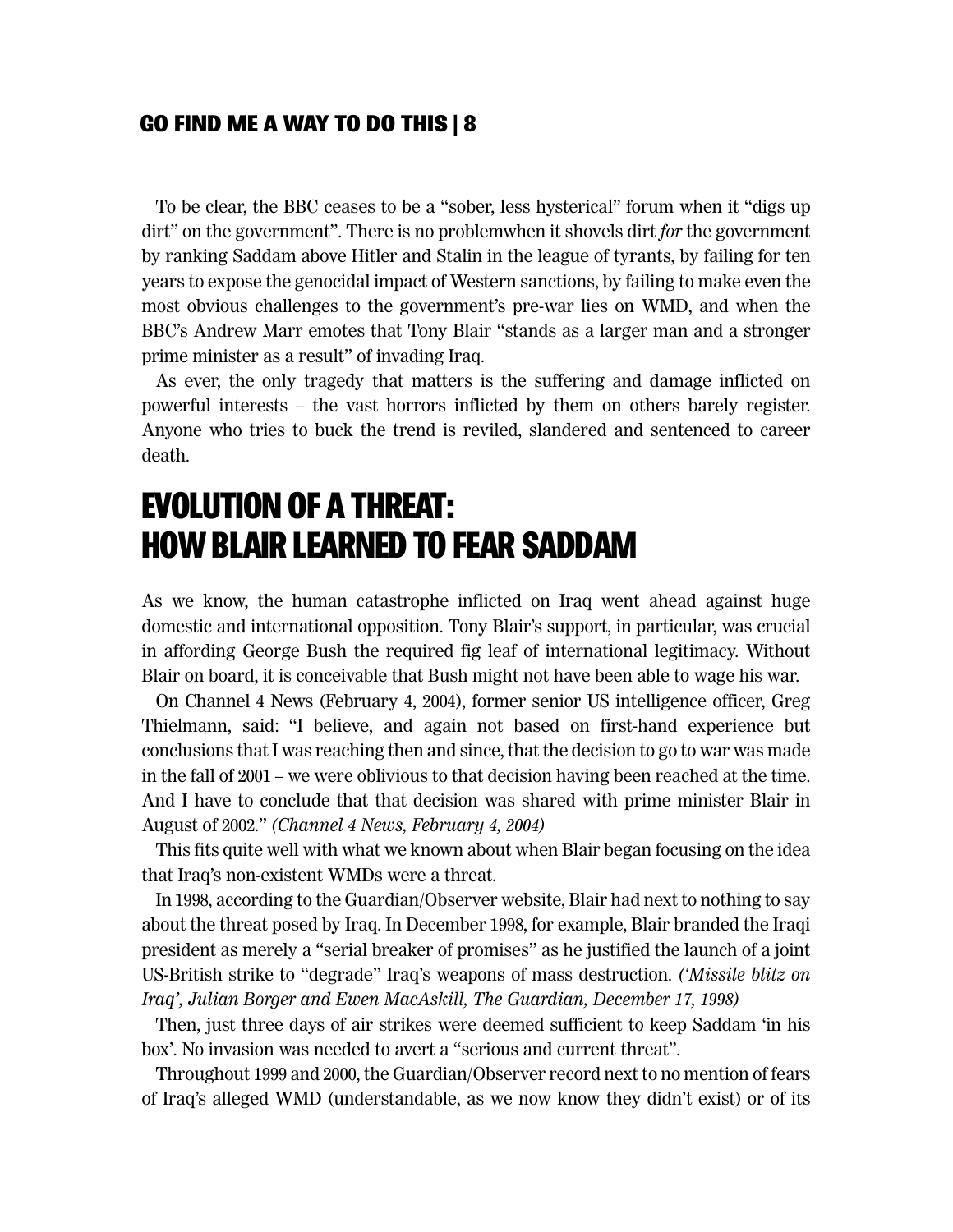To be clear, the BBC ceases to be a "sober, less hysterical" forum when it "digs up dirt" on the government". There is no problemwhen it shovels dirt *for* the government by ranking Saddam above Hitler and Stalin in the league of tyrants, by failing for ten years to expose the genocidal impact of Western sanctions, by failing to make even the most obvious challenges to the government's pre-war lies on WMD, and when the BBC's Andrew Marr emotes that Tony Blair "stands as a larger man and a stronger prime minister as a result" of invading Iraq.

As ever, the only tragedy that matters is the suffering and damage inflicted on powerful interests – the vast horrors inflicted by them on others barely register. Anyone who tries to buck the trend is reviled, slandered and sentenced to career death.

# EVOLUTION OF A THREAT: HOW BLAIR LEARNED TO FEAR SADDAM

As we know, the human catastrophe inflicted on Iraq went ahead against huge domestic and international opposition. Tony Blair's support, in particular, was crucial in affording George Bush the required fig leaf of international legitimacy. Without Blair on board, it is conceivable that Bush might not have been able to wage his war.

On Channel 4 News (February 4, 2004), former senior US intelligence officer, Greg Thielmann, said: "I believe, and again not based on first-hand experience but conclusions that I was reaching then and since, that the decision to go to war was made in the fall of 2001 – we were oblivious to that decision having been reached at the time. And I have to conclude that that decision was shared with prime minister Blair in August of 2002." *(Channel 4 News, February 4, 2004)*

This fits quite well with what we known about when Blair began focusing on the idea that Iraq's non-existent WMDs were a threat.

In 1998, according to the Guardian/Observer website, Blair had next to nothing to say about the threat posed by Iraq. In December 1998, for example, Blair branded the Iraqi president as merely a "serial breaker of promises" as he justified the launch of a joint US-British strike to "degrade" Iraq's weapons of mass destruction. *('Missile blitz on Iraq', Julian Borger and Ewen MacAskill, The Guardian, December 17, 1998)*

Then, just three days of air strikes were deemed sufficient to keep Saddam 'in his box'. No invasion was needed to avert a "serious and current threat".

Throughout 1999 and 2000, the Guardian/Observer record next to no mention of fears of Iraq's alleged WMD (understandable, as we now know they didn't exist) or of its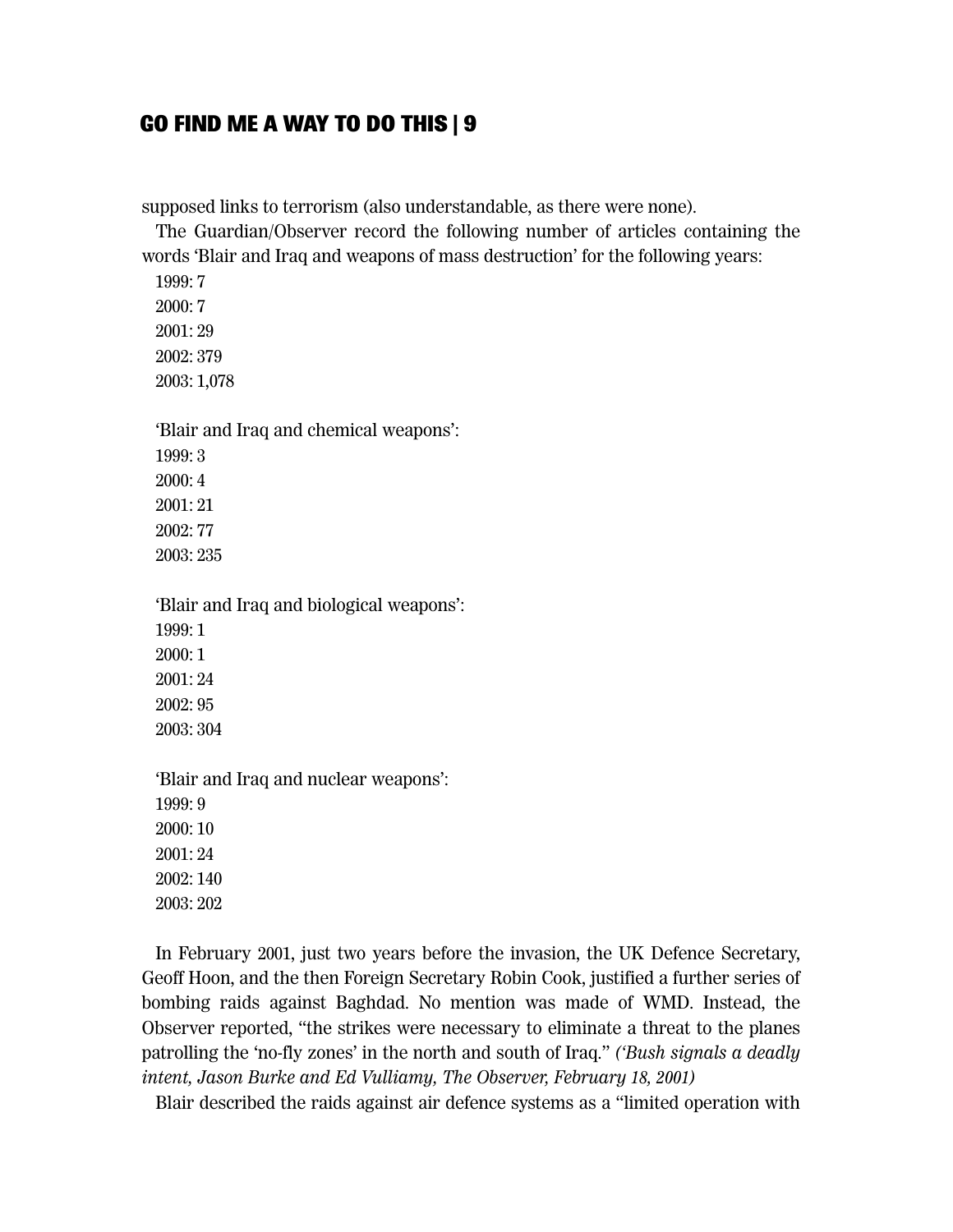supposed links to terrorism (also understandable, as there were none).

The Guardian/Observer record the following number of articles containing the words 'Blair and Iraq and weapons of mass destruction' for the following years:

1999: 7
2000: 7
2001: 29
2002: 379
2003: 1,078

'Blair and Iraq and chemical weapons':
1999: 3
2000: 4
2001: 21
2002: 77
2003: 235

'Blair and Iraq and biological weapons':
1999: 1
2000: 1
2001: 24
2002: 95
2003: 304

'Blair and Iraq and nuclear weapons':
1999: 9
2000: 10
2001: 24
2002: 140
2003: 202

In February 2001, just two years before the invasion, the UK Defence Secretary, Geoff Hoon, and the then Foreign Secretary Robin Cook, justified a further series of bombing raids against Baghdad. No mention was made of WMD. Instead, the Observer reported, "the strikes were necessary to eliminate a threat to the planes patrolling the 'no-fly zones' in the north and south of Iraq." *('Bush signals a deadly intent, Jason Burke and Ed Vulliamy, The Observer, February 18, 2001)*

Blair described the raids against air defence systems as a "limited operation with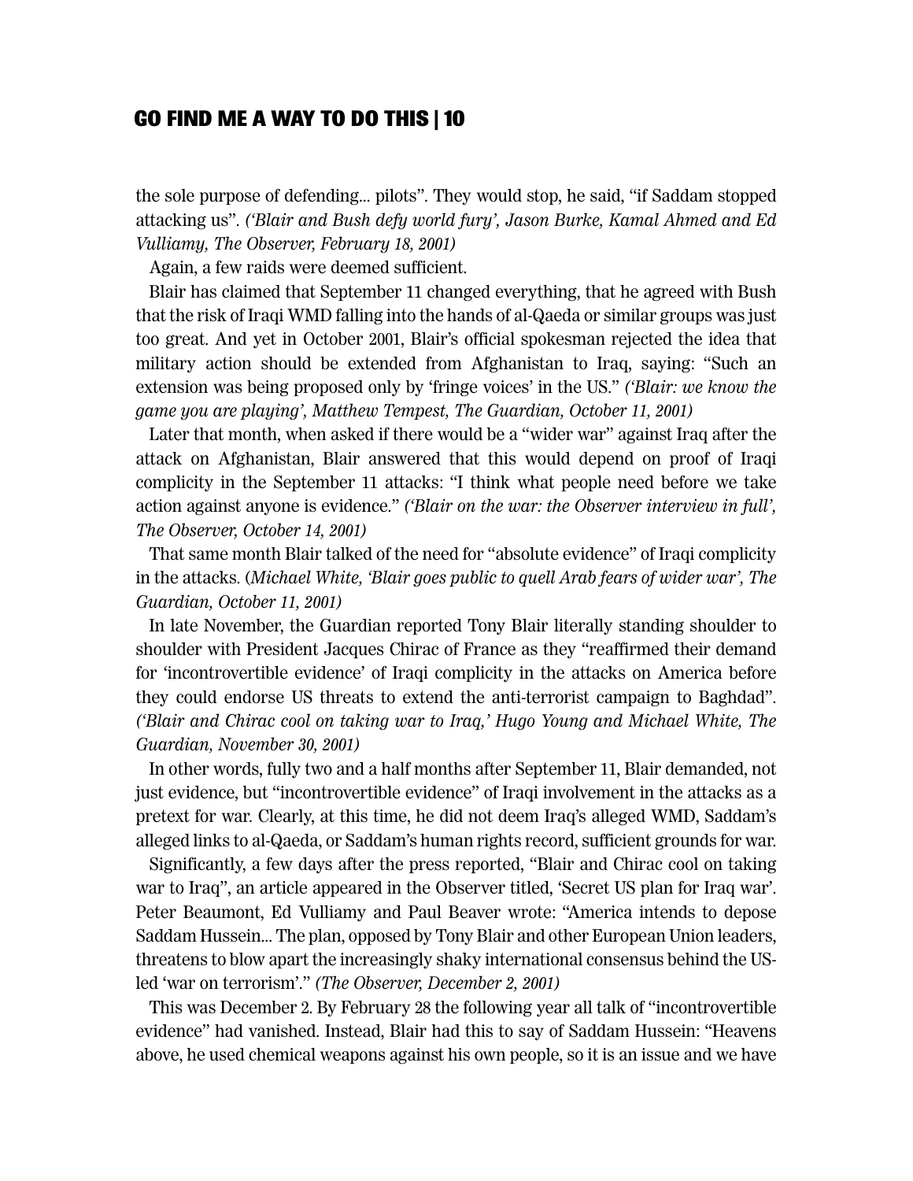the sole purpose of defending... pilots". They would stop, he said, "if Saddam stopped attacking us". *('Blair and Bush defy world fury', Jason Burke, Kamal Ahmed and Ed Vulliamy, The Observer, February 18, 2001)*

Again, a few raids were deemed sufficient.

Blair has claimed that September 11 changed everything, that he agreed with Bush that the risk of Iraqi WMD falling into the hands of al-Qaeda or similar groups was just too great. And yet in October 2001, Blair's official spokesman rejected the idea that military action should be extended from Afghanistan to Iraq, saying: "Such an extension was being proposed only by 'fringe voices' in the US." *('Blair: we know the game you are playing', Matthew Tempest, The Guardian, October 11, 2001)*

Later that month, when asked if there would be a "wider war" against Iraq after the attack on Afghanistan, Blair answered that this would depend on proof of Iraqi complicity in the September 11 attacks: "I think what people need before we take action against anyone is evidence." *('Blair on the war: the Observer interview in full', The Observer, October 14, 2001)*

That same month Blair talked of the need for "absolute evidence" of Iraqi complicity in the attacks. (*Michael White, 'Blair goes public to quell Arab fears of wider war', The Guardian, October 11, 2001)*

In late November, the Guardian reported Tony Blair literally standing shoulder to shoulder with President Jacques Chirac of France as they "reaffirmed their demand for 'incontrovertible evidence' of Iraqi complicity in the attacks on America before they could endorse US threats to extend the anti-terrorist campaign to Baghdad". *('Blair and Chirac cool on taking war to Iraq,' Hugo Young and Michael White, The Guardian, November 30, 2001)*

In other words, fully two and a half months after September 11, Blair demanded, not just evidence, but "incontrovertible evidence" of Iraqi involvement in the attacks as a pretext for war. Clearly, at this time, he did not deem Iraq's alleged WMD, Saddam's alleged links to al-Qaeda, or Saddam's human rights record, sufficient grounds for war.

Significantly, a few days after the press reported, "Blair and Chirac cool on taking war to Iraq", an article appeared in the Observer titled, 'Secret US plan for Iraq war'. Peter Beaumont, Ed Vulliamy and Paul Beaver wrote: "America intends to depose Saddam Hussein... The plan, opposed by Tony Blair and other European Union leaders, threatens to blow apart the increasingly shaky international consensus behind the US-led 'war on terrorism'." *(The Observer, December 2, 2001)*

This was December 2. By February 28 the following year all talk of "incontrovertible evidence" had vanished. Instead, Blair had this to say of Saddam Hussein: "Heavens above, he used chemical weapons against his own people, so it is an issue and we have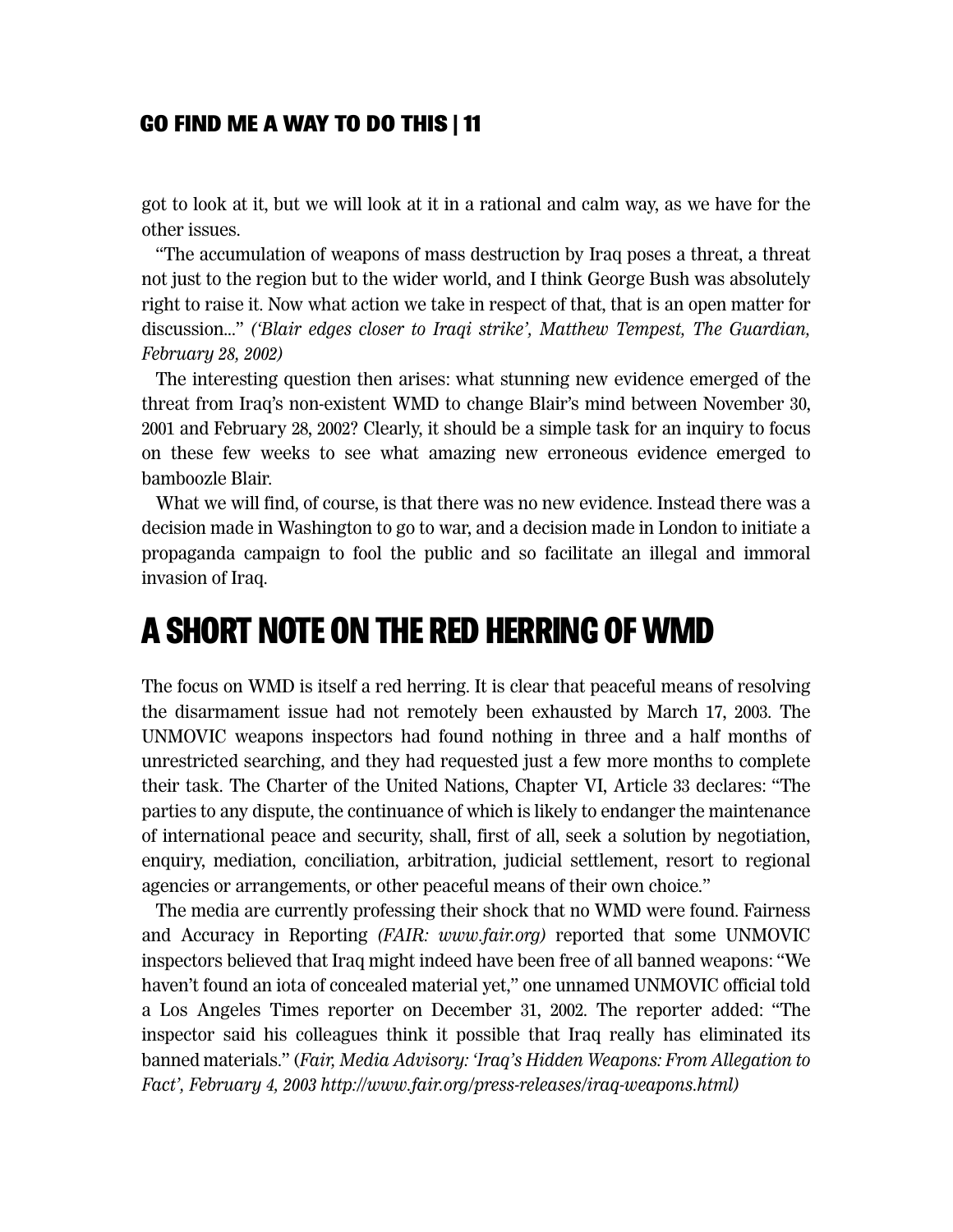got to look at it, but we will look at it in a rational and calm way, as we have for the other issues.

"The accumulation of weapons of mass destruction by Iraq poses a threat, a threat not just to the region but to the wider world, and I think George Bush was absolutely right to raise it. Now what action we take in respect of that, that is an open matter for discussion..." *('Blair edges closer to Iraqi strike', Matthew Tempest, The Guardian, February 28, 2002)*

The interesting question then arises: what stunning new evidence emerged of the threat from Iraq's non-existent WMD to change Blair's mind between November 30, 2001 and February 28, 2002? Clearly, it should be a simple task for an inquiry to focus on these few weeks to see what amazing new erroneous evidence emerged to bamboozle Blair.

What we will find, of course, is that there was no new evidence. Instead there was a decision made in Washington to go to war, and a decision made in London to initiate a propaganda campaign to fool the public and so facilitate an illegal and immoral invasion of Iraq.

# A SHORT NOTE ON THE RED HERRING OF WMD

The focus on WMD is itself a red herring. It is clear that peaceful means of resolving the disarmament issue had not remotely been exhausted by March 17, 2003. The UNMOVIC weapons inspectors had found nothing in three and a half months of unrestricted searching, and they had requested just a few more months to complete their task. The Charter of the United Nations, Chapter VI, Article 33 declares: "The parties to any dispute, the continuance of which is likely to endanger the maintenance of international peace and security, shall, first of all, seek a solution by negotiation, enquiry, mediation, conciliation, arbitration, judicial settlement, resort to regional agencies or arrangements, or other peaceful means of their own choice."

The media are currently professing their shock that no WMD were found. Fairness and Accuracy in Reporting *(FAIR: www.fair.org)* reported that some UNMOVIC inspectors believed that Iraq might indeed have been free of all banned weapons: "We haven't found an iota of concealed material yet," one unnamed UNMOVIC official told a Los Angeles Times reporter on December 31, 2002. The reporter added: "The inspector said his colleagues think it possible that Iraq really has eliminated its banned materials." (*Fair, Media Advisory: 'Iraq's Hidden Weapons: From Allegation to Fact', February 4, 2003 http://www.fair.org/press-releases/iraq-weapons.html)*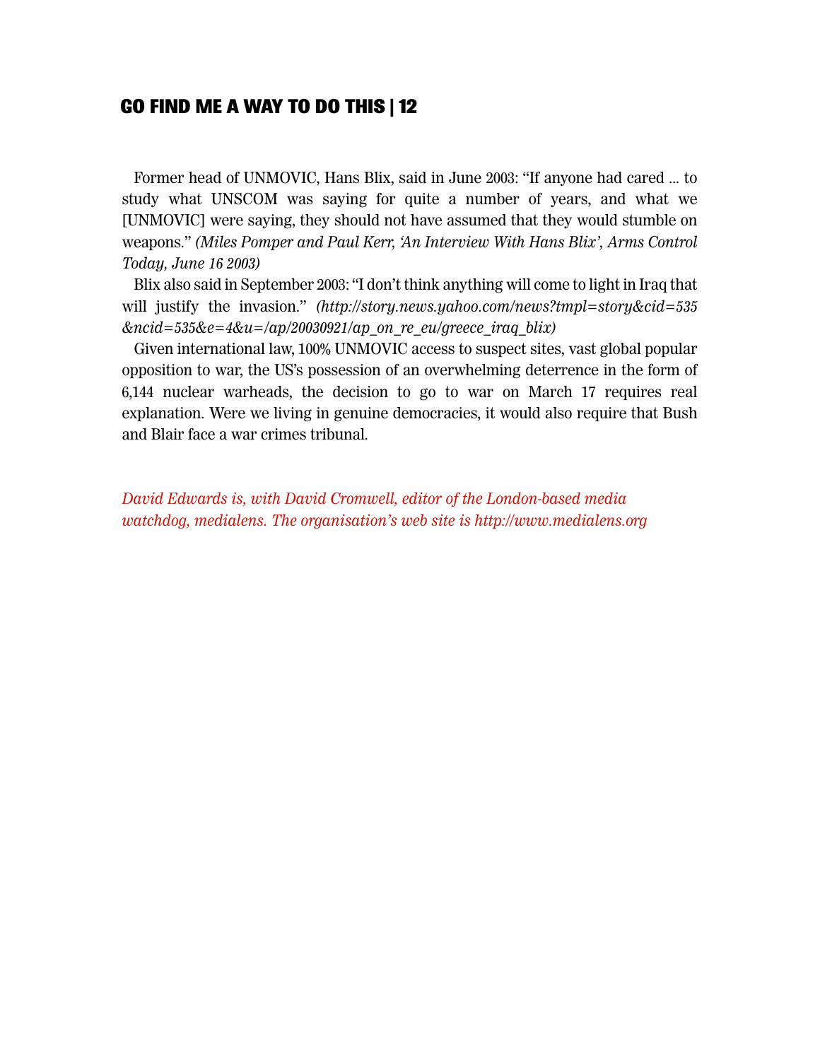Former head of UNMOVIC, Hans Blix, said in June 2003: "If anyone had cared ... to study what UNSCOM was saying for quite a number of years, and what we [UNMOVIC] were saying, they should not have assumed that they would stumble on weapons." *(Miles Pomper and Paul Kerr, 'An Interview With Hans Blix', Arms Control Today, June 16 2003)*

Blix also said in September 2003: "I don't think anything will come to light in Iraq that will justify the invasion." *(http://story.news.yahoo.com/news?tmpl=story&cid=535&ncid=535&e=4&u=/ap/20030921/ap_on_re_eu/greece_iraq_blix)*

Given international law, 100% UNMOVIC access to suspect sites, vast global popular opposition to war, the US's possession of an overwhelming deterrence in the form of 6,144 nuclear warheads, the decision to go to war on March 17 requires real explanation. Were we living in genuine democracies, it would also require that Bush and Blair face a war crimes tribunal.

*David Edwards is, with David Cromwell, editor of the London-based media watchdog, medialens. The organisation's web site is http://www.medialens.org*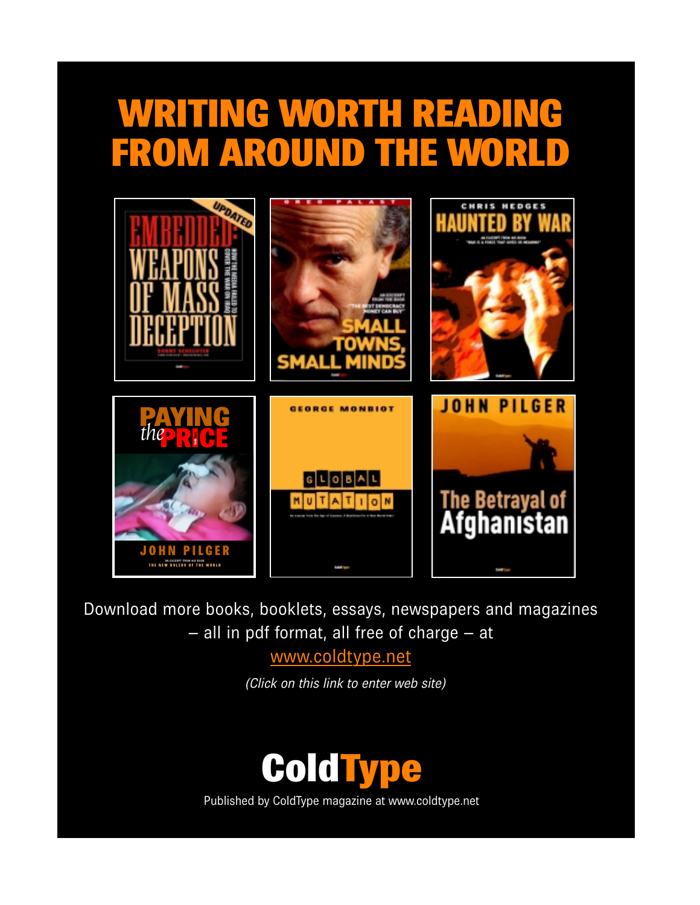# WRITING WORTH READING FROM AROUND THE WORLD

Download more books, booklets, essays, newspapers and magazines – all in pdf format, all free of charge – at

[www.coldtype.net](http://www.coldtype.net)

*(Click on this link to enter web site)*

**ColdType**

Published by ColdType magazine at www.coldtype.net